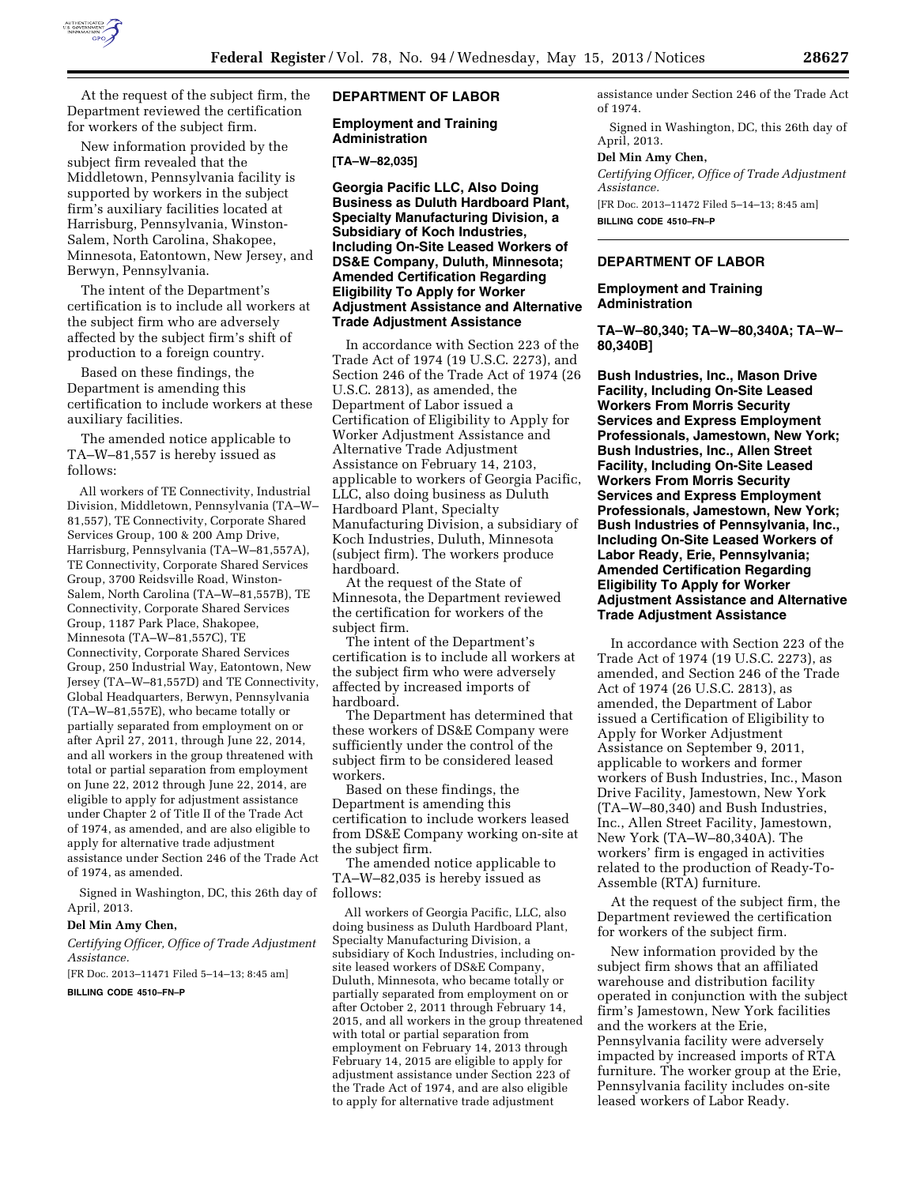At the request of the subject firm, the Department reviewed the certification for workers of the subject firm.

New information provided by the subject firm revealed that the Middletown, Pennsylvania facility is supported by workers in the subject firm's auxiliary facilities located at Harrisburg, Pennsylvania, Winston-Salem, North Carolina, Shakopee, Minnesota, Eatontown, New Jersey, and Berwyn, Pennsylvania.

The intent of the Department's certification is to include all workers at the subject firm who are adversely affected by the subject firm's shift of production to a foreign country.

Based on these findings, the Department is amending this certification to include workers at these auxiliary facilities.

The amended notice applicable to TA–W–81,557 is hereby issued as follows:

> All workers of TE Connectivity, Industrial Division, Middletown, Pennsylvania (TA–W–81,557), TE Connectivity, Corporate Shared Services Group, 100 & 200 Amp Drive, Harrisburg, Pennsylvania (TA–W–81,557A), TE Connectivity, Corporate Shared Services Group, 3700 Reidsville Road, Winston-Salem, North Carolina (TA–W–81,557B), TE Connectivity, Corporate Shared Services Group, 1187 Park Place, Shakopee, Minnesota (TA–W–81,557C), TE Connectivity, Corporate Shared Services Group, 250 Industrial Way, Eatontown, New Jersey (TA–W–81,557D) and TE Connectivity, Global Headquarters, Berwyn, Pennsylvania (TA–W–81,557E), who became totally or partially separated from employment on or after April 27, 2011, through June 22, 2014, and all workers in the group threatened with total or partial separation from employment on June 22, 2012 through June 22, 2014, are eligible to apply for adjustment assistance under Chapter 2 of Title II of the Trade Act of 1974, as amended, and are also eligible to apply for alternative trade adjustment assistance under Section 246 of the Trade Act of 1974, as amended.

Signed in Washington, DC, this 26th day of April, 2013.

**Del Min Amy Chen,**

*Certifying Officer, Office of Trade Adjustment Assistance.*

[FR Doc. 2013–11471 Filed 5–14–13; 8:45 am]

**BILLING CODE 4510–FN–P**

---

## DEPARTMENT OF LABOR

### Employment and Training Administration

**[TA–W–82,035]**

### Georgia Pacific LLC, Also Doing Business as Duluth Hardboard Plant, Specialty Manufacturing Division, a Subsidiary of Koch Industries, Including On-Site Leased Workers of DS&E Company, Duluth, Minnesota; Amended Certification Regarding Eligibility To Apply for Worker Adjustment Assistance and Alternative Trade Adjustment Assistance

In accordance with Section 223 of the Trade Act of 1974 (19 U.S.C. 2273), and Section 246 of the Trade Act of 1974 (26 U.S.C. 2813), as amended, the Department of Labor issued a Certification of Eligibility to Apply for Worker Adjustment Assistance and Alternative Trade Adjustment Assistance on February 14, 2103, applicable to workers of Georgia Pacific, LLC, also doing business as Duluth Hardboard Plant, Specialty Manufacturing Division, a subsidiary of Koch Industries, Duluth, Minnesota (subject firm). The workers produce hardboard.

At the request of the State of Minnesota, the Department reviewed the certification for workers of the subject firm.

The intent of the Department's certification is to include all workers at the subject firm who were adversely affected by increased imports of hardboard.

The Department has determined that these workers of DS&E Company were sufficiently under the control of the subject firm to be considered leased workers.

Based on these findings, the Department is amending this certification to include workers leased from DS&E Company working on-site at the subject firm.

The amended notice applicable to TA–W–82,035 is hereby issued as follows:

> All workers of Georgia Pacific, LLC, also doing business as Duluth Hardboard Plant, Specialty Manufacturing Division, a subsidiary of Koch Industries, including on-site leased workers of DS&E Company, Duluth, Minnesota, who became totally or partially separated from employment on or after October 2, 2011 through February 14, 2015, and all workers in the group threatened with total or partial separation from employment on February 14, 2013 through February 14, 2015 are eligible to apply for adjustment assistance under Section 223 of the Trade Act of 1974, and are also eligible to apply for alternative trade adjustment assistance under Section 246 of the Trade Act of 1974.

Signed in Washington, DC, this 26th day of April, 2013.

**Del Min Amy Chen,**

*Certifying Officer, Office of Trade Adjustment Assistance.*

[FR Doc. 2013–11472 Filed 5–14–13; 8:45 am]

**BILLING CODE 4510–FN–P**

---

## DEPARTMENT OF LABOR

### Employment and Training Administration

**TA–W–80,340; TA–W–80,340A; TA–W–80,340B]**

### Bush Industries, Inc., Mason Drive Facility, Including On-Site Leased Workers From Morris Security Services and Express Employment Professionals, Jamestown, New York; Bush Industries, Inc., Allen Street Facility, Including On-Site Leased Workers From Morris Security Services and Express Employment Professionals, Jamestown, New York; Bush Industries of Pennsylvania, Inc., Including On-Site Leased Workers of Labor Ready, Erie, Pennsylvania; Amended Certification Regarding Eligibility To Apply for Worker Adjustment Assistance and Alternative Trade Adjustment Assistance

In accordance with Section 223 of the Trade Act of 1974 (19 U.S.C. 2273), as amended, and Section 246 of the Trade Act of 1974 (26 U.S.C. 2813), as amended, the Department of Labor issued a Certification of Eligibility to Apply for Worker Adjustment Assistance on September 9, 2011, applicable to workers and former workers of Bush Industries, Inc., Mason Drive Facility, Jamestown, New York (TA–W–80,340) and Bush Industries, Inc., Allen Street Facility, Jamestown, New York (TA–W–80,340A). The workers' firm is engaged in activities related to the production of Ready-To-Assemble (RTA) furniture.

At the request of the subject firm, the Department reviewed the certification for workers of the subject firm.

New information provided by the subject firm shows that an affiliated warehouse and distribution facility operated in conjunction with the subject firm's Jamestown, New York facilities and the workers at the Erie, Pennsylvania facility were adversely impacted by increased imports of RTA furniture. The worker group at the Erie, Pennsylvania facility includes on-site leased workers of Labor Ready.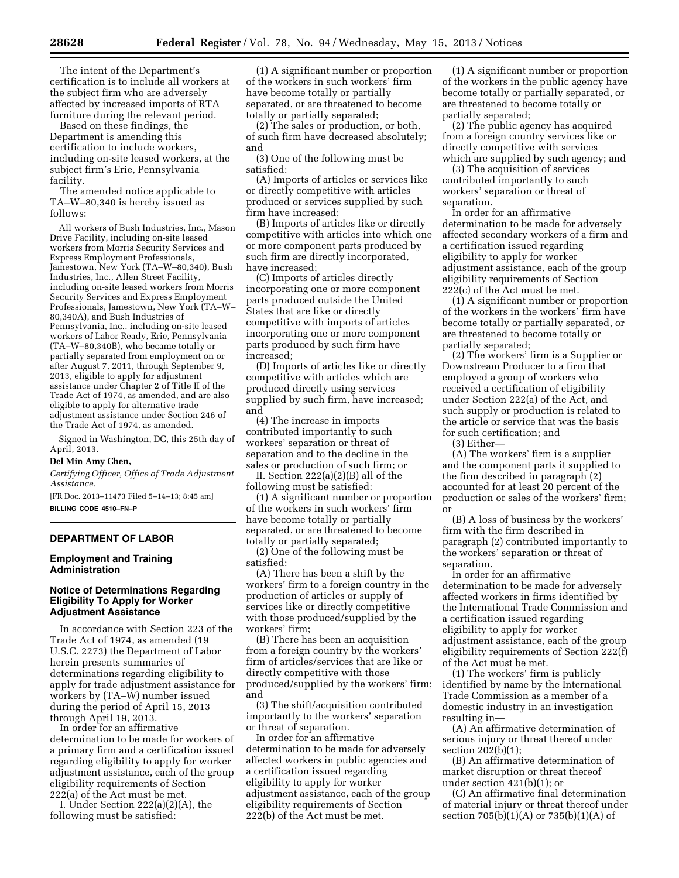The intent of the Department's certification is to include all workers at the subject firm who are adversely affected by increased imports of RTA furniture during the relevant period.

Based on these findings, the Department is amending this certification to include workers, including on-site leased workers, at the subject firm's Erie, Pennsylvania facility.

The amended notice applicable to TA–W–80,340 is hereby issued as follows:

All workers of Bush Industries, Inc., Mason Drive Facility, including on-site leased workers from Morris Security Services and Express Employment Professionals, Jamestown, New York (TA–W–80,340), Bush Industries, Inc., Allen Street Facility, including on-site leased workers from Morris Security Services and Express Employment Professionals, Jamestown, New York (TA–W–80,340A), and Bush Industries of Pennsylvania, Inc., including on-site leased workers of Labor Ready, Erie, Pennsylvania (TA–W–80,340B), who became totally or partially separated from employment on or after August 7, 2011, through September 9, 2013, eligible to apply for adjustment assistance under Chapter 2 of Title II of the Trade Act of 1974, as amended, and are also eligible to apply for alternative trade adjustment assistance under Section 246 of the Trade Act of 1974, as amended.

Signed in Washington, DC, this 25th day of April, 2013.

**Del Min Amy Chen,**

*Certifying Officer, Office of Trade Adjustment Assistance.*

[FR Doc. 2013–11473 Filed 5–14–13; 8:45 am]

**BILLING CODE 4510–FN–P**

## DEPARTMENT OF LABOR

### Employment and Training Administration

### Notice of Determinations Regarding Eligibility To Apply for Worker Adjustment Assistance

In accordance with Section 223 of the Trade Act of 1974, as amended (19 U.S.C. 2273) the Department of Labor herein presents summaries of determinations regarding eligibility to apply for trade adjustment assistance for workers by (TA–W) number issued during the period of April 15, 2013 through April 19, 2013.

In order for an affirmative determination to be made for workers of a primary firm and a certification issued regarding eligibility to apply for worker adjustment assistance, each of the group eligibility requirements of Section 222(a) of the Act must be met.

I. Under Section 222(a)(2)(A), the following must be satisfied:

(1) A significant number or proportion of the workers in such workers' firm have become totally or partially separated, or are threatened to become totally or partially separated;

(2) The sales or production, or both, of such firm have decreased absolutely; and

(3) One of the following must be satisfied:

(A) Imports of articles or services like or directly competitive with articles produced or services supplied by such firm have increased;

(B) Imports of articles like or directly competitive with articles into which one or more component parts produced by such firm are directly incorporated, have increased;

(C) Imports of articles directly incorporating one or more component parts produced outside the United States that are like or directly competitive with imports of articles incorporating one or more component parts produced by such firm have increased;

(D) Imports of articles like or directly competitive with articles which are produced directly using services supplied by such firm, have increased; and

(4) The increase in imports contributed importantly to such workers' separation or threat of separation and to the decline in the sales or production of such firm; or

II. Section 222(a)(2)(B) all of the following must be satisfied:

(1) A significant number or proportion of the workers in such workers' firm have become totally or partially separated, or are threatened to become totally or partially separated;

(2) One of the following must be satisfied:

(A) There has been a shift by the workers' firm to a foreign country in the production of articles or supply of services like or directly competitive with those produced/supplied by the workers' firm;

(B) There has been an acquisition from a foreign country by the workers' firm of articles/services that are like or directly competitive with those produced/supplied by the workers' firm; and

(3) The shift/acquisition contributed importantly to the workers' separation or threat of separation.

In order for an affirmative determination to be made for adversely affected workers in public agencies and a certification issued regarding eligibility to apply for worker adjustment assistance, each of the group eligibility requirements of Section 222(b) of the Act must be met.

(1) A significant number or proportion of the workers in the public agency have become totally or partially separated, or are threatened to become totally or partially separated;

(2) The public agency has acquired from a foreign country services like or directly competitive with services which are supplied by such agency; and

(3) The acquisition of services contributed importantly to such workers' separation or threat of separation.

In order for an affirmative determination to be made for adversely affected secondary workers of a firm and a certification issued regarding eligibility to apply for worker adjustment assistance, each of the group eligibility requirements of Section 222(c) of the Act must be met.

(1) A significant number or proportion of the workers in the workers' firm have become totally or partially separated, or are threatened to become totally or partially separated;

(2) The workers' firm is a Supplier or Downstream Producer to a firm that employed a group of workers who received a certification of eligibility under Section 222(a) of the Act, and such supply or production is related to the article or service that was the basis for such certification; and

(3) Either—

(A) The workers' firm is a supplier and the component parts it supplied to the firm described in paragraph (2) accounted for at least 20 percent of the production or sales of the workers' firm; or

(B) A loss of business by the workers' firm with the firm described in paragraph (2) contributed importantly to the workers' separation or threat of separation.

In order for an affirmative determination to be made for adversely affected workers in firms identified by the International Trade Commission and a certification issued regarding eligibility to apply for worker adjustment assistance, each of the group eligibility requirements of Section 222(f) of the Act must be met.

(1) The workers' firm is publicly identified by name by the International Trade Commission as a member of a domestic industry in an investigation resulting in—

(A) An affirmative determination of serious injury or threat thereof under section 202(b)(1);

(B) An affirmative determination of market disruption or threat thereof under section 421(b)(1); or

(C) An affirmative final determination of material injury or threat thereof under section 705(b)(1)(A) or 735(b)(1)(A) of